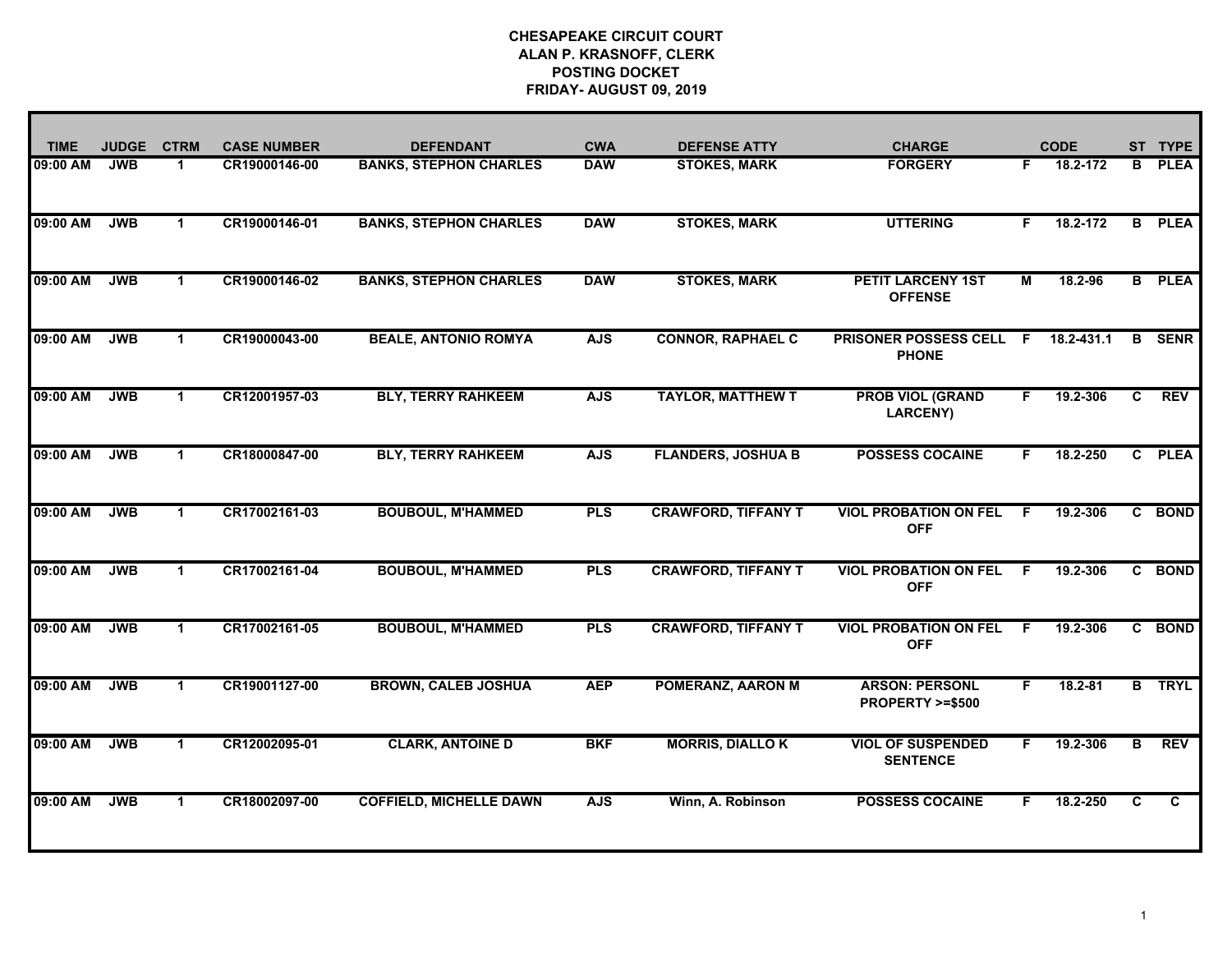**CHESAPEAKE CIRCUIT COURT**
**ALAN P. KRASNOFF, CLERK**
**POSTING DOCKET**
**FRIDAY- AUGUST 09, 2019**

| TIME | JUDGE | CTRM | CASE NUMBER | DEFENDANT | CWA | DEFENSE ATTY | CHARGE | | CODE | ST | TYPE |
|---|---|---|---|---|---|---|---|---|---|---|---|
| 09:00 AM | JWB | 1 | CR19000146-00 | BANKS, STEPHON CHARLES | DAW | STOKES, MARK | FORGERY | F | 18.2-172 | B | PLEA |
| 09:00 AM | JWB | 1 | CR19000146-01 | BANKS, STEPHON CHARLES | DAW | STOKES, MARK | UTTERING | F | 18.2-172 | B | PLEA |
| 09:00 AM | JWB | 1 | CR19000146-02 | BANKS, STEPHON CHARLES | DAW | STOKES, MARK | PETIT LARCENY 1ST OFFENSE | M | 18.2-96 | B | PLEA |
| 09:00 AM | JWB | 1 | CR19000043-00 | BEALE, ANTONIO ROMYA | AJS | CONNOR, RAPHAEL C | PRISONER POSSESS CELL PHONE | F | 18.2-431.1 | B | SENR |
| 09:00 AM | JWB | 1 | CR12001957-03 | BLY, TERRY RAHKEEM | AJS | TAYLOR, MATTHEW T | PROB VIOL (GRAND LARCENY) | F | 19.2-306 | C | REV |
| 09:00 AM | JWB | 1 | CR18000847-00 | BLY, TERRY RAHKEEM | AJS | FLANDERS, JOSHUA B | POSSESS COCAINE | F | 18.2-250 | C | PLEA |
| 09:00 AM | JWB | 1 | CR17002161-03 | BOUBOUL, M'HAMMED | PLS | CRAWFORD, TIFFANY T | VIOL PROBATION ON FEL OFF | F | 19.2-306 | C | BOND |
| 09:00 AM | JWB | 1 | CR17002161-04 | BOUBOUL, M'HAMMED | PLS | CRAWFORD, TIFFANY T | VIOL PROBATION ON FEL OFF | F | 19.2-306 | C | BOND |
| 09:00 AM | JWB | 1 | CR17002161-05 | BOUBOUL, M'HAMMED | PLS | CRAWFORD, TIFFANY T | VIOL PROBATION ON FEL OFF | F | 19.2-306 | C | BOND |
| 09:00 AM | JWB | 1 | CR19001127-00 | BROWN, CALEB JOSHUA | AEP | POMERANZ, AARON M | ARSON: PERSONL PROPERTY >=$500 | F | 18.2-81 | B | TRYL |
| 09:00 AM | JWB | 1 | CR12002095-01 | CLARK, ANTOINE D | BKF | MORRIS, DIALLO K | VIOL OF SUSPENDED SENTENCE | F | 19.2-306 | B | REV |
| 09:00 AM | JWB | 1 | CR18002097-00 | COFFIELD, MICHELLE DAWN | AJS | Winn, A. Robinson | POSSESS COCAINE | F | 18.2-250 | C | C |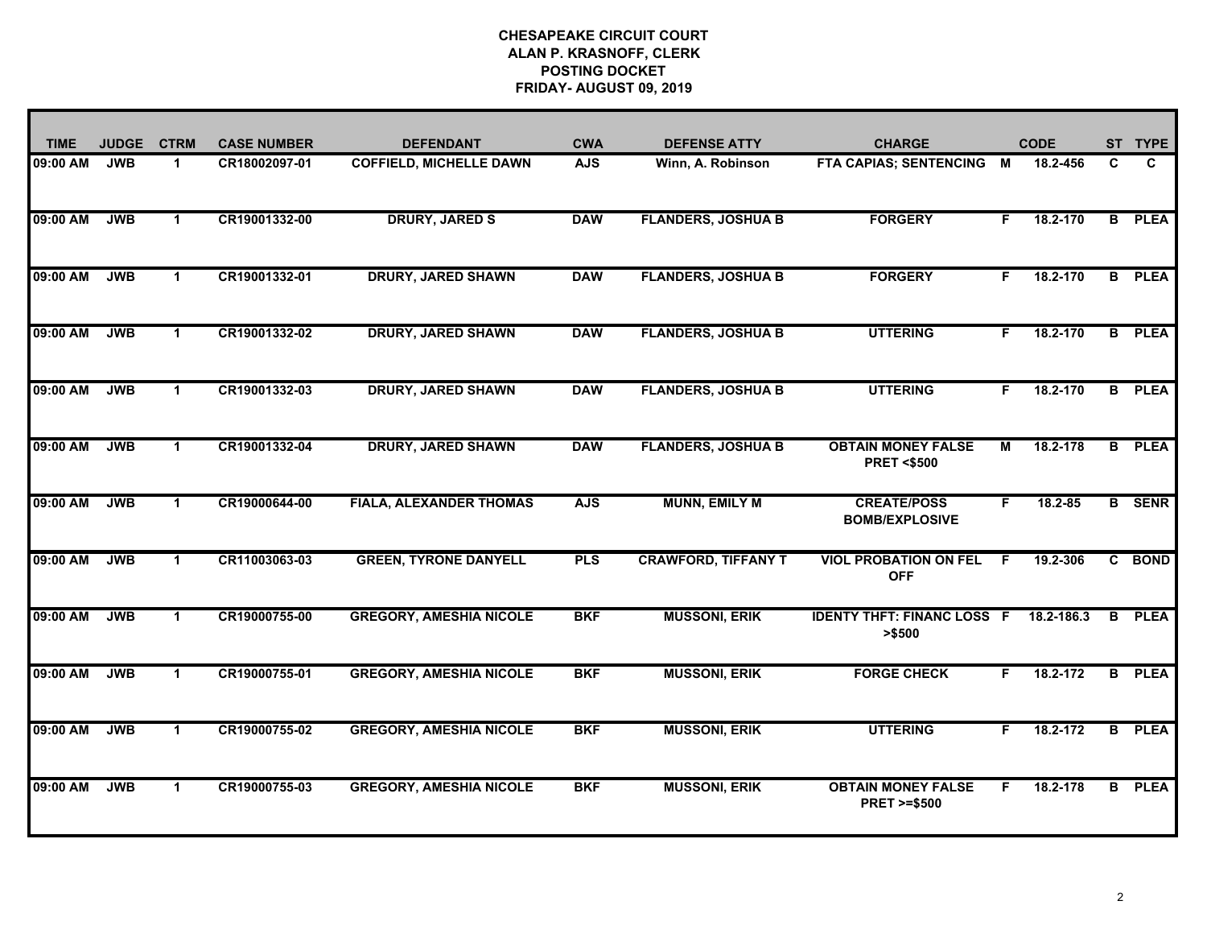**CHESAPEAKE CIRCUIT COURT**
**ALAN P. KRASNOFF, CLERK**
**POSTING DOCKET**
**FRIDAY- AUGUST 09, 2019**

| TIME | JUDGE | CTRM | CASE NUMBER | DEFENDANT | CWA | DEFENSE ATTY | CHARGE | | CODE | ST | TYPE |
|---|---|---|---|---|---|---|---|---|---|---|---|
| 09:00 AM | JWB | 1 | CR18002097-01 | COFFIELD, MICHELLE DAWN | AJS | Winn, A. Robinson | FTA CAPIAS; SENTENCING | M | 18.2-456 | C | C |
| 09:00 AM | JWB | 1 | CR19001332-00 | DRURY, JARED S | DAW | FLANDERS, JOSHUA B | FORGERY | F | 18.2-170 | B | PLEA |
| 09:00 AM | JWB | 1 | CR19001332-01 | DRURY, JARED SHAWN | DAW | FLANDERS, JOSHUA B | FORGERY | F | 18.2-170 | B | PLEA |
| 09:00 AM | JWB | 1 | CR19001332-02 | DRURY, JARED SHAWN | DAW | FLANDERS, JOSHUA B | UTTERING | F | 18.2-170 | B | PLEA |
| 09:00 AM | JWB | 1 | CR19001332-03 | DRURY, JARED SHAWN | DAW | FLANDERS, JOSHUA B | UTTERING | F | 18.2-170 | B | PLEA |
| 09:00 AM | JWB | 1 | CR19001332-04 | DRURY, JARED SHAWN | DAW | FLANDERS, JOSHUA B | OBTAIN MONEY FALSE PRET <$500 | M | 18.2-178 | B | PLEA |
| 09:00 AM | JWB | 1 | CR19000644-00 | FIALA, ALEXANDER THOMAS | AJS | MUNN, EMILY M | CREATE/POSS BOMB/EXPLOSIVE | F | 18.2-85 | B | SENR |
| 09:00 AM | JWB | 1 | CR11003063-03 | GREEN, TYRONE DANYELL | PLS | CRAWFORD, TIFFANY T | VIOL PROBATION ON FEL OFF | F | 19.2-306 | C | BOND |
| 09:00 AM | JWB | 1 | CR19000755-00 | GREGORY, AMESHIA NICOLE | BKF | MUSSONI, ERIK | IDENTY THFT: FINANC LOSS >$500 | F | 18.2-186.3 | B | PLEA |
| 09:00 AM | JWB | 1 | CR19000755-01 | GREGORY, AMESHIA NICOLE | BKF | MUSSONI, ERIK | FORGE CHECK | F | 18.2-172 | B | PLEA |
| 09:00 AM | JWB | 1 | CR19000755-02 | GREGORY, AMESHIA NICOLE | BKF | MUSSONI, ERIK | UTTERING | F | 18.2-172 | B | PLEA |
| 09:00 AM | JWB | 1 | CR19000755-03 | GREGORY, AMESHIA NICOLE | BKF | MUSSONI, ERIK | OBTAIN MONEY FALSE PRET >=$500 | F | 18.2-178 | B | PLEA |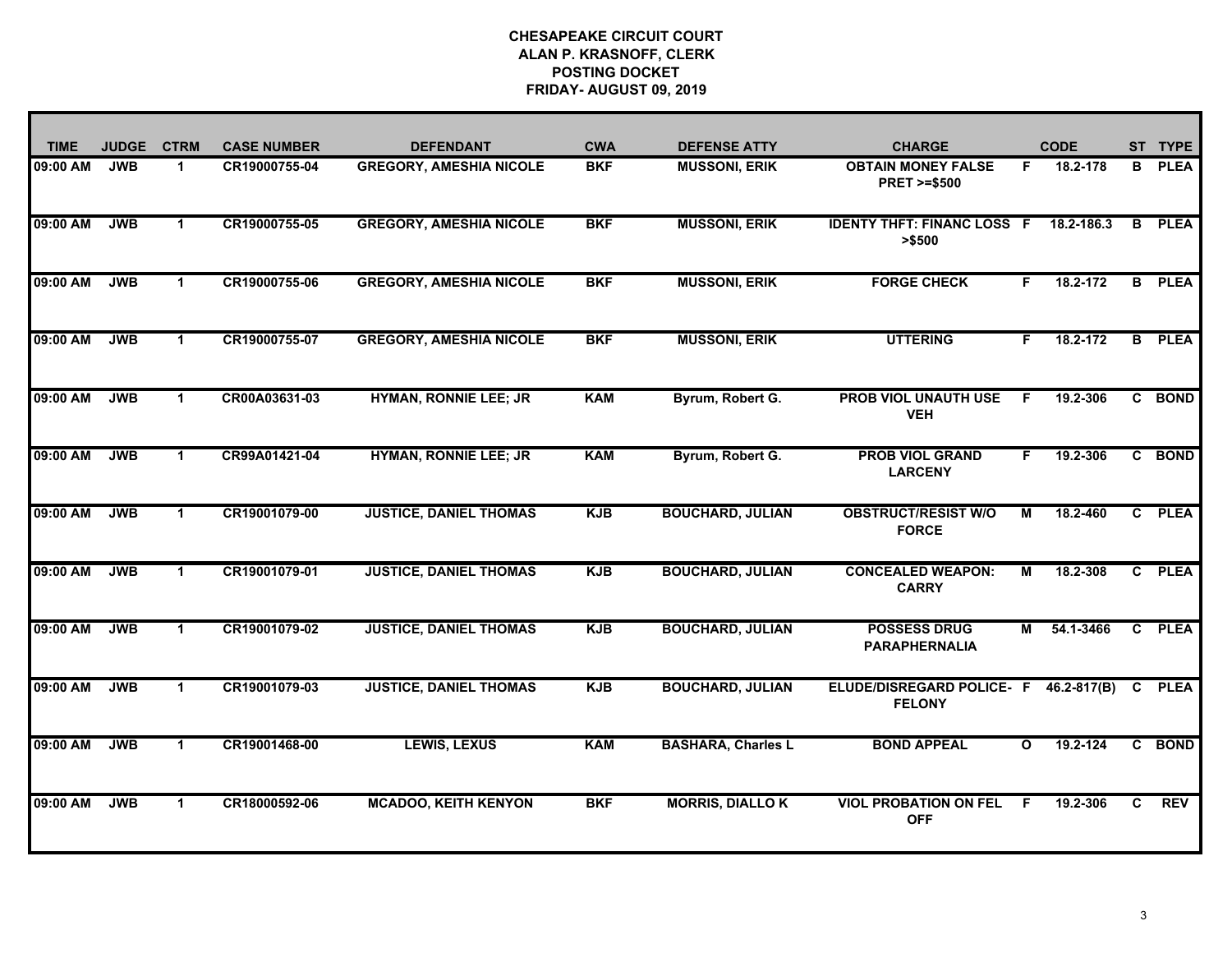# CHESAPEAKE CIRCUIT COURT
## ALAN P. KRASNOFF, CLERK
## POSTING DOCKET
## FRIDAY- AUGUST 09, 2019

| TIME | JUDGE | CTRM | CASE NUMBER | DEFENDANT | CWA | DEFENSE ATTY | CHARGE | | CODE | ST | TYPE |
|---|---|---|---|---|---|---|---|---|---|---|---|
| 09:00 AM | JWB | 1 | CR19000755-04 | GREGORY, AMESHIA NICOLE | BKF | MUSSONI, ERIK | OBTAIN MONEY FALSE PRET >=$500 | F | 18.2-178 | B | PLEA |
| 09:00 AM | JWB | 1 | CR19000755-05 | GREGORY, AMESHIA NICOLE | BKF | MUSSONI, ERIK | IDENTY THFT: FINANC LOSS >$500 | F | 18.2-186.3 | B | PLEA |
| 09:00 AM | JWB | 1 | CR19000755-06 | GREGORY, AMESHIA NICOLE | BKF | MUSSONI, ERIK | FORGE CHECK | F | 18.2-172 | B | PLEA |
| 09:00 AM | JWB | 1 | CR19000755-07 | GREGORY, AMESHIA NICOLE | BKF | MUSSONI, ERIK | UTTERING | F | 18.2-172 | B | PLEA |
| 09:00 AM | JWB | 1 | CR00A03631-03 | HYMAN, RONNIE LEE; JR | KAM | Byrum, Robert G. | PROB VIOL UNAUTH USE VEH | F | 19.2-306 | C | BOND |
| 09:00 AM | JWB | 1 | CR99A01421-04 | HYMAN, RONNIE LEE; JR | KAM | Byrum, Robert G. | PROB VIOL GRAND LARCENY | F | 19.2-306 | C | BOND |
| 09:00 AM | JWB | 1 | CR19001079-00 | JUSTICE, DANIEL THOMAS | KJB | BOUCHARD, JULIAN | OBSTRUCT/RESIST W/O FORCE | M | 18.2-460 | C | PLEA |
| 09:00 AM | JWB | 1 | CR19001079-01 | JUSTICE, DANIEL THOMAS | KJB | BOUCHARD, JULIAN | CONCEALED WEAPON: CARRY | M | 18.2-308 | C | PLEA |
| 09:00 AM | JWB | 1 | CR19001079-02 | JUSTICE, DANIEL THOMAS | KJB | BOUCHARD, JULIAN | POSSESS DRUG PARAPHERNALIA | M | 54.1-3466 | C | PLEA |
| 09:00 AM | JWB | 1 | CR19001079-03 | JUSTICE, DANIEL THOMAS | KJB | BOUCHARD, JULIAN | ELUDE/DISREGARD POLICE- FELONY | F | 46.2-817(B) | C | PLEA |
| 09:00 AM | JWB | 1 | CR19001468-00 | LEWIS, LEXUS | KAM | BASHARA, Charles L | BOND APPEAL | O | 19.2-124 | C | BOND |
| 09:00 AM | JWB | 1 | CR18000592-06 | MCADOO, KEITH KENYON | BKF | MORRIS, DIALLO K | VIOL PROBATION ON FEL OFF | F | 19.2-306 | C | REV |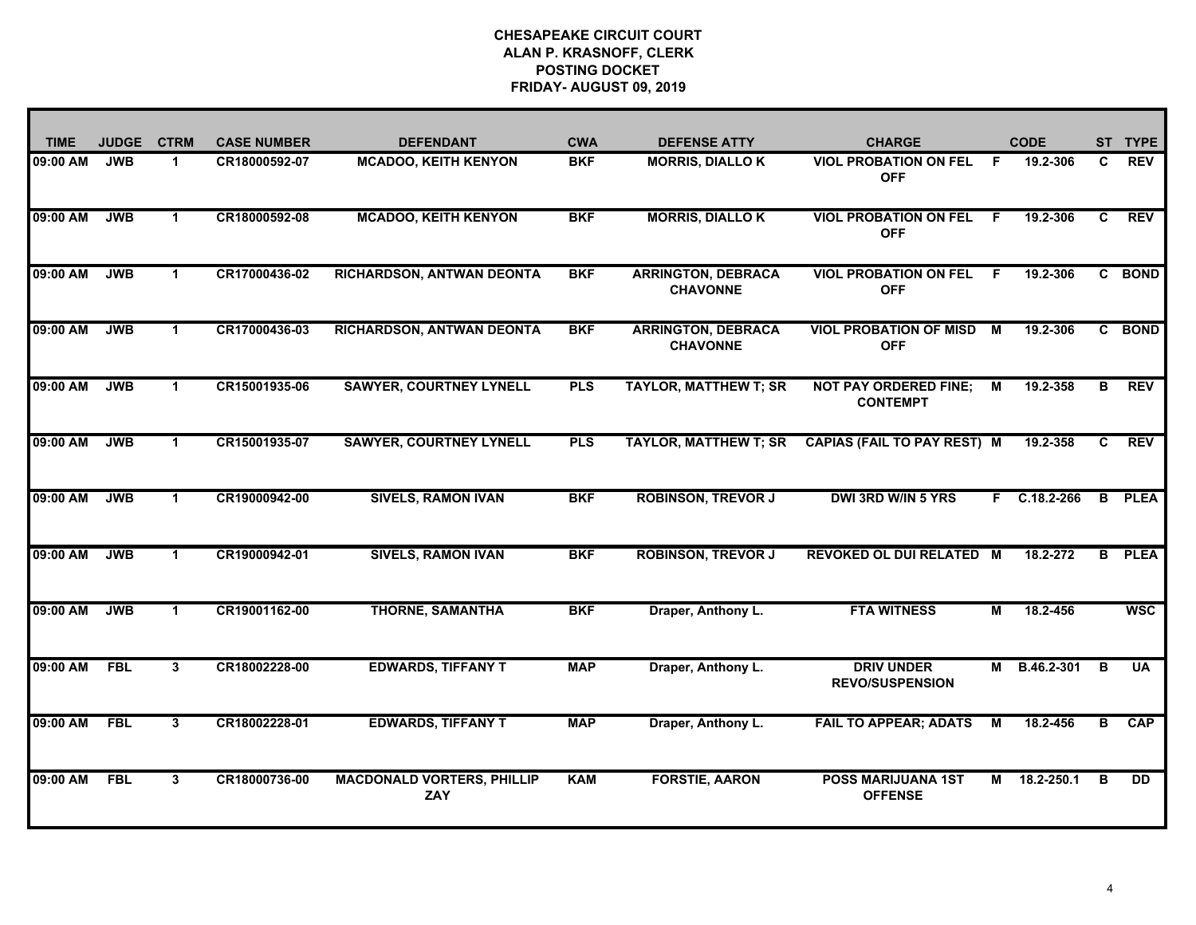**CHESAPEAKE CIRCUIT COURT**
**ALAN P. KRASNOFF, CLERK**
**POSTING DOCKET**
**FRIDAY- AUGUST 09, 2019**

| TIME | JUDGE | CTRM | CASE NUMBER | DEFENDANT | CWA | DEFENSE ATTY | CHARGE | | CODE | ST | TYPE |
|---|---|---|---|---|---|---|---|---|---|---|---|
| 09:00 AM | JWB | 1 | CR18000592-07 | MCADOO, KEITH KENYON | BKF | MORRIS, DIALLO K | VIOL PROBATION ON FEL OFF | F | 19.2-306 | C | REV |
| 09:00 AM | JWB | 1 | CR18000592-08 | MCADOO, KEITH KENYON | BKF | MORRIS, DIALLO K | VIOL PROBATION ON FEL OFF | F | 19.2-306 | C | REV |
| 09:00 AM | JWB | 1 | CR17000436-02 | RICHARDSON, ANTWAN DEONTA | BKF | ARRINGTON, DEBRACA CHAVONNE | VIOL PROBATION ON FEL OFF | F | 19.2-306 | C | BOND |
| 09:00 AM | JWB | 1 | CR17000436-03 | RICHARDSON, ANTWAN DEONTA | BKF | ARRINGTON, DEBRACA CHAVONNE | VIOL PROBATION OF MISD OFF | M | 19.2-306 | C | BOND |
| 09:00 AM | JWB | 1 | CR15001935-06 | SAWYER, COURTNEY LYNELL | PLS | TAYLOR, MATTHEW T; SR | NOT PAY ORDERED FINE; CONTEMPT | M | 19.2-358 | B | REV |
| 09:00 AM | JWB | 1 | CR15001935-07 | SAWYER, COURTNEY LYNELL | PLS | TAYLOR, MATTHEW T; SR | CAPIAS (FAIL TO PAY REST) | M | 19.2-358 | C | REV |
| 09:00 AM | JWB | 1 | CR19000942-00 | SIVELS, RAMON IVAN | BKF | ROBINSON, TREVOR J | DWI 3RD W/IN 5 YRS | F | C.18.2-266 | B | PLEA |
| 09:00 AM | JWB | 1 | CR19000942-01 | SIVELS, RAMON IVAN | BKF | ROBINSON, TREVOR J | REVOKED OL DUI RELATED | M | 18.2-272 | B | PLEA |
| 09:00 AM | JWB | 1 | CR19001162-00 | THORNE, SAMANTHA | BKF | Draper, Anthony L. | FTA WITNESS | M | 18.2-456 | | WSC |
| 09:00 AM | FBL | 3 | CR18002228-00 | EDWARDS, TIFFANY T | MAP | Draper, Anthony L. | DRIV UNDER REVO/SUSPENSION | M | B.46.2-301 | B | UA |
| 09:00 AM | FBL | 3 | CR18002228-01 | EDWARDS, TIFFANY T | MAP | Draper, Anthony L. | FAIL TO APPEAR; ADATS | M | 18.2-456 | B | CAP |
| 09:00 AM | FBL | 3 | CR18000736-00 | MACDONALD VORTERS, PHILLIP ZAY | KAM | FORSTIE, AARON | POSS MARIJUANA 1ST OFFENSE | M | 18.2-250.1 | B | DD |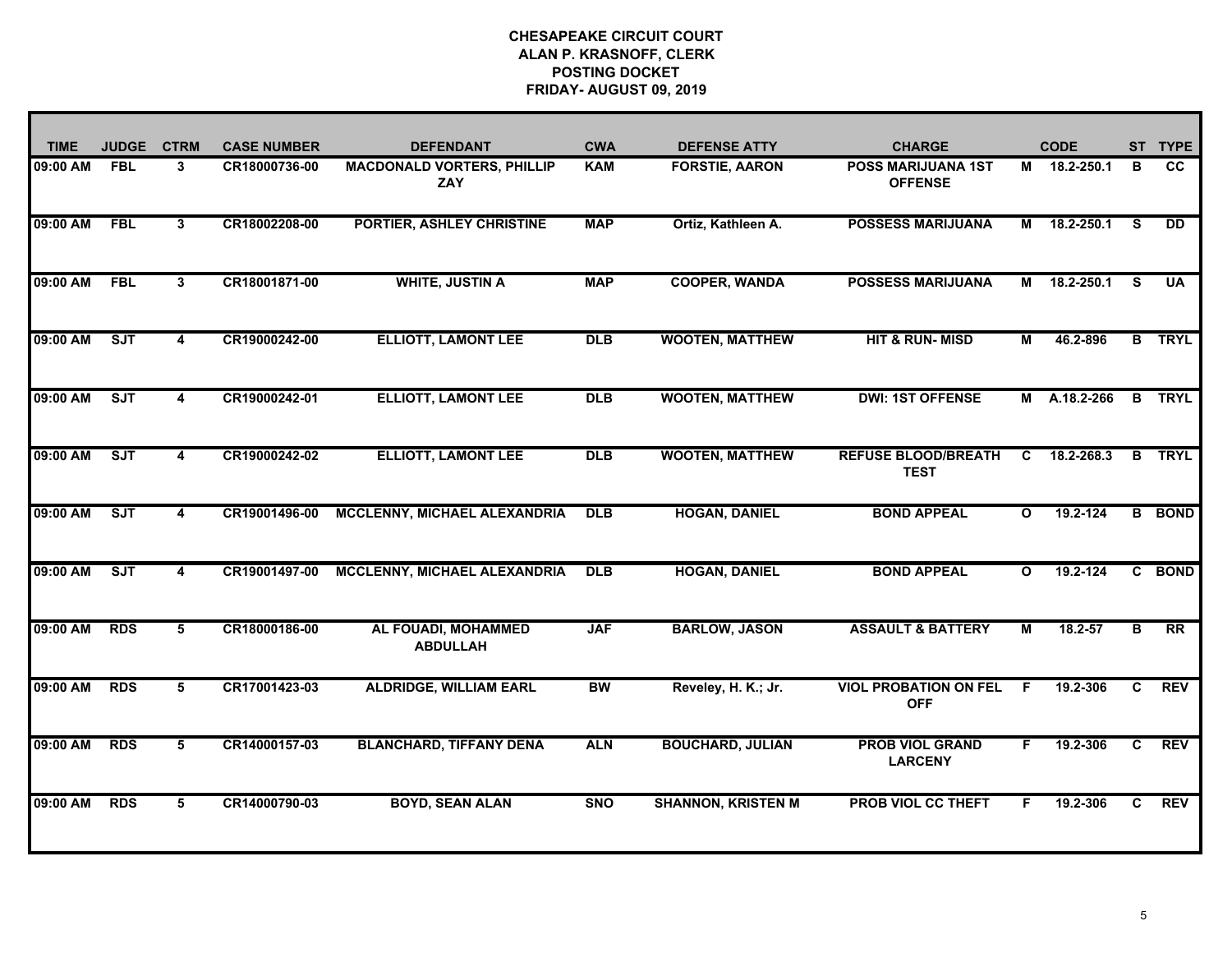**CHESAPEAKE CIRCUIT COURT**
**ALAN P. KRASNOFF, CLERK**
**POSTING DOCKET**
**FRIDAY- AUGUST 09, 2019**

| TIME | JUDGE | CTRM | CASE NUMBER | DEFENDANT | CWA | DEFENSE ATTY | CHARGE | | CODE | ST | TYPE |
|---|---|---|---|---|---|---|---|---|---|---|---|
| 09:00 AM | FBL | 3 | CR18000736-00 | MACDONALD VORTERS, PHILLIP ZAY | KAM | FORSTIE, AARON | POSS MARIJUANA 1ST OFFENSE | M | 18.2-250.1 | B | CC |
| 09:00 AM | FBL | 3 | CR18002208-00 | PORTIER, ASHLEY CHRISTINE | MAP | Ortiz, Kathleen A. | POSSESS MARIJUANA | M | 18.2-250.1 | S | DD |
| 09:00 AM | FBL | 3 | CR18001871-00 | WHITE, JUSTIN A | MAP | COOPER, WANDA | POSSESS MARIJUANA | M | 18.2-250.1 | S | UA |
| 09:00 AM | SJT | 4 | CR19000242-00 | ELLIOTT, LAMONT LEE | DLB | WOOTEN, MATTHEW | HIT & RUN- MISD | M | 46.2-896 | B | TRYL |
| 09:00 AM | SJT | 4 | CR19000242-01 | ELLIOTT, LAMONT LEE | DLB | WOOTEN, MATTHEW | DWI: 1ST OFFENSE | M | A.18.2-266 | B | TRYL |
| 09:00 AM | SJT | 4 | CR19000242-02 | ELLIOTT, LAMONT LEE | DLB | WOOTEN, MATTHEW | REFUSE BLOOD/BREATH TEST | C | 18.2-268.3 | B | TRYL |
| 09:00 AM | SJT | 4 | CR19001496-00 | MCCLENNY, MICHAEL ALEXANDRIA | DLB | HOGAN, DANIEL | BOND APPEAL | O | 19.2-124 | B | BOND |
| 09:00 AM | SJT | 4 | CR19001497-00 | MCCLENNY, MICHAEL ALEXANDRIA | DLB | HOGAN, DANIEL | BOND APPEAL | O | 19.2-124 | C | BOND |
| 09:00 AM | RDS | 5 | CR18000186-00 | AL FOUADI, MOHAMMED ABDULLAH | JAF | BARLOW, JASON | ASSAULT & BATTERY | M | 18.2-57 | B | RR |
| 09:00 AM | RDS | 5 | CR17001423-03 | ALDRIDGE, WILLIAM EARL | BW | Reveley, H. K.; Jr. | VIOL PROBATION ON FEL OFF | F | 19.2-306 | C | REV |
| 09:00 AM | RDS | 5 | CR14000157-03 | BLANCHARD, TIFFANY DENA | ALN | BOUCHARD, JULIAN | PROB VIOL GRAND LARCENY | F | 19.2-306 | C | REV |
| 09:00 AM | RDS | 5 | CR14000790-03 | BOYD, SEAN ALAN | SNO | SHANNON, KRISTEN M | PROB VIOL CC THEFT | F | 19.2-306 | C | REV |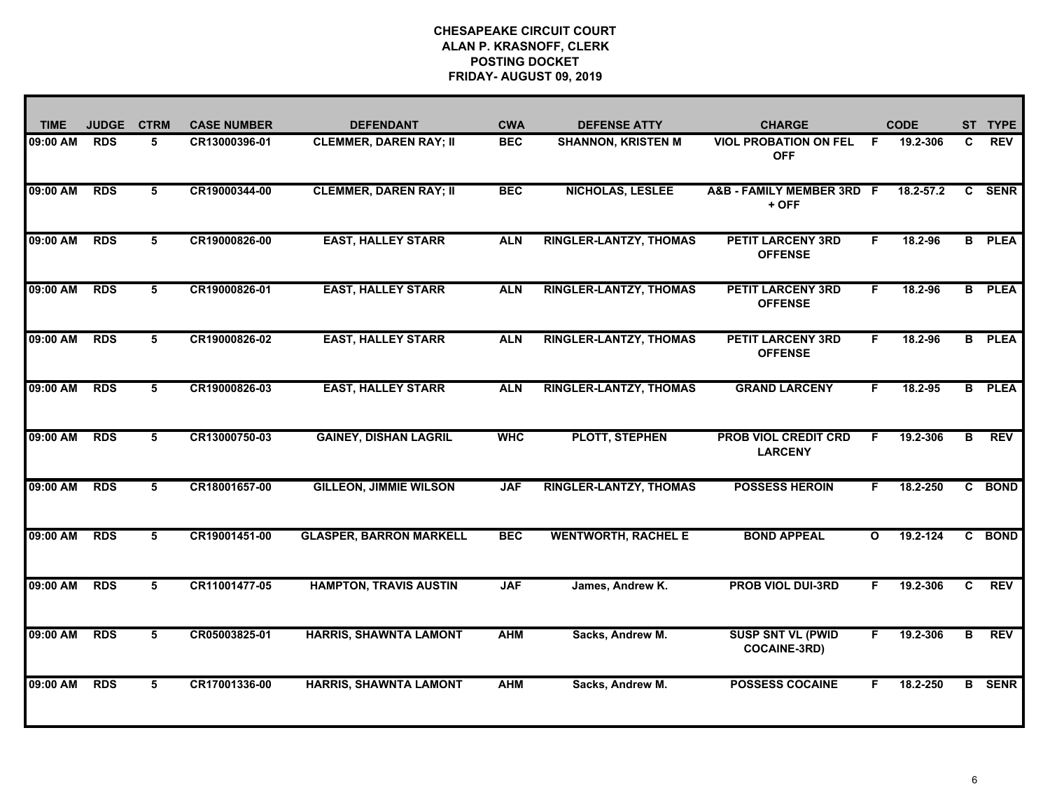# CHESAPEAKE CIRCUIT COURT
## ALAN P. KRASNOFF, CLERK
## POSTING DOCKET
## FRIDAY- AUGUST 09, 2019

| TIME | JUDGE | CTRM | CASE NUMBER | DEFENDANT | CWA | DEFENSE ATTY | CHARGE | | CODE | ST | TYPE |
|---|---|---|---|---|---|---|---|---|---|---|---|
| 09:00 AM | RDS | 5 | CR13000396-01 | CLEMMER, DAREN RAY; II | BEC | SHANNON, KRISTEN M | VIOL PROBATION ON FEL OFF | F | 19.2-306 | C | REV |
| 09:00 AM | RDS | 5 | CR19000344-00 | CLEMMER, DAREN RAY; II | BEC | NICHOLAS, LESLEE | A&B - FAMILY MEMBER 3RD + OFF | F | 18.2-57.2 | C | SENR |
| 09:00 AM | RDS | 5 | CR19000826-00 | EAST, HALLEY STARR | ALN | RINGLER-LANTZY, THOMAS | PETIT LARCENY 3RD OFFENSE | F | 18.2-96 | B | PLEA |
| 09:00 AM | RDS | 5 | CR19000826-01 | EAST, HALLEY STARR | ALN | RINGLER-LANTZY, THOMAS | PETIT LARCENY 3RD OFFENSE | F | 18.2-96 | B | PLEA |
| 09:00 AM | RDS | 5 | CR19000826-02 | EAST, HALLEY STARR | ALN | RINGLER-LANTZY, THOMAS | PETIT LARCENY 3RD OFFENSE | F | 18.2-96 | B | PLEA |
| 09:00 AM | RDS | 5 | CR19000826-03 | EAST, HALLEY STARR | ALN | RINGLER-LANTZY, THOMAS | GRAND LARCENY | F | 18.2-95 | B | PLEA |
| 09:00 AM | RDS | 5 | CR13000750-03 | GAINEY, DISHAN LAGRIL | WHC | PLOTT, STEPHEN | PROB VIOL CREDIT CRD LARCENY | F | 19.2-306 | B | REV |
| 09:00 AM | RDS | 5 | CR18001657-00 | GILLEON, JIMMIE WILSON | JAF | RINGLER-LANTZY, THOMAS | POSSESS HEROIN | F | 18.2-250 | C | BOND |
| 09:00 AM | RDS | 5 | CR19001451-00 | GLASPER, BARRON MARKELL | BEC | WENTWORTH, RACHEL E | BOND APPEAL | O | 19.2-124 | C | BOND |
| 09:00 AM | RDS | 5 | CR11001477-05 | HAMPTON, TRAVIS AUSTIN | JAF | James, Andrew K. | PROB VIOL DUI-3RD | F | 19.2-306 | C | REV |
| 09:00 AM | RDS | 5 | CR05003825-01 | HARRIS, SHAWNTA LAMONT | AHM | Sacks, Andrew M. | SUSP SNT VL (PWID COCAINE-3RD) | F | 19.2-306 | B | REV |
| 09:00 AM | RDS | 5 | CR17001336-00 | HARRIS, SHAWNTA LAMONT | AHM | Sacks, Andrew M. | POSSESS COCAINE | F | 18.2-250 | B | SENR |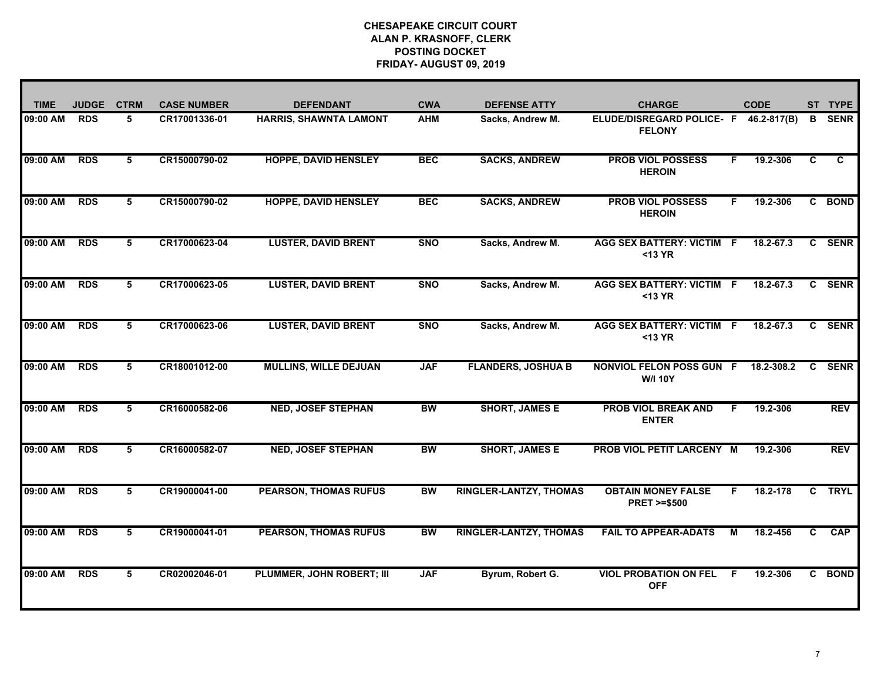**CHESAPEAKE CIRCUIT COURT**
**ALAN P. KRASNOFF, CLERK**
**POSTING DOCKET**
**FRIDAY- AUGUST 09, 2019**

| TIME | JUDGE | CTRM | CASE NUMBER | DEFENDANT | CWA | DEFENSE ATTY | CHARGE | | CODE | ST | TYPE |
|---|---|---|---|---|---|---|---|---|---|---|---|
| 09:00 AM | RDS | 5 | CR17001336-01 | HARRIS, SHAWNTA LAMONT | AHM | Sacks, Andrew M. | ELUDE/DISREGARD POLICE- FELONY | F | 46.2-817(B) | B | SENR |
| 09:00 AM | RDS | 5 | CR15000790-02 | HOPPE, DAVID HENSLEY | BEC | SACKS, ANDREW | PROB VIOL POSSESS HEROIN | F | 19.2-306 | C | C |
| 09:00 AM | RDS | 5 | CR15000790-02 | HOPPE, DAVID HENSLEY | BEC | SACKS, ANDREW | PROB VIOL POSSESS HEROIN | F | 19.2-306 | C | BOND |
| 09:00 AM | RDS | 5 | CR17000623-04 | LUSTER, DAVID BRENT | SNO | Sacks, Andrew M. | AGG SEX BATTERY: VICTIM <13 YR | F | 18.2-67.3 | C | SENR |
| 09:00 AM | RDS | 5 | CR17000623-05 | LUSTER, DAVID BRENT | SNO | Sacks, Andrew M. | AGG SEX BATTERY: VICTIM <13 YR | F | 18.2-67.3 | C | SENR |
| 09:00 AM | RDS | 5 | CR17000623-06 | LUSTER, DAVID BRENT | SNO | Sacks, Andrew M. | AGG SEX BATTERY: VICTIM <13 YR | F | 18.2-67.3 | C | SENR |
| 09:00 AM | RDS | 5 | CR18001012-00 | MULLINS, WILLE DEJUAN | JAF | FLANDERS, JOSHUA B | NONVIOL FELON POSS GUN W/I 10Y | F | 18.2-308.2 | C | SENR |
| 09:00 AM | RDS | 5 | CR16000582-06 | NED, JOSEF STEPHAN | BW | SHORT, JAMES E | PROB VIOL BREAK AND ENTER | F | 19.2-306 | | REV |
| 09:00 AM | RDS | 5 | CR16000582-07 | NED, JOSEF STEPHAN | BW | SHORT, JAMES E | PROB VIOL PETIT LARCENY | M | 19.2-306 | | REV |
| 09:00 AM | RDS | 5 | CR19000041-00 | PEARSON, THOMAS RUFUS | BW | RINGLER-LANTZY, THOMAS | OBTAIN MONEY FALSE PRET >=$500 | F | 18.2-178 | C | TRYL |
| 09:00 AM | RDS | 5 | CR19000041-01 | PEARSON, THOMAS RUFUS | BW | RINGLER-LANTZY, THOMAS | FAIL TO APPEAR-ADATS | M | 18.2-456 | C | CAP |
| 09:00 AM | RDS | 5 | CR02002046-01 | PLUMMER, JOHN ROBERT; III | JAF | Byrum, Robert G. | VIOL PROBATION ON FEL OFF | F | 19.2-306 | C | BOND |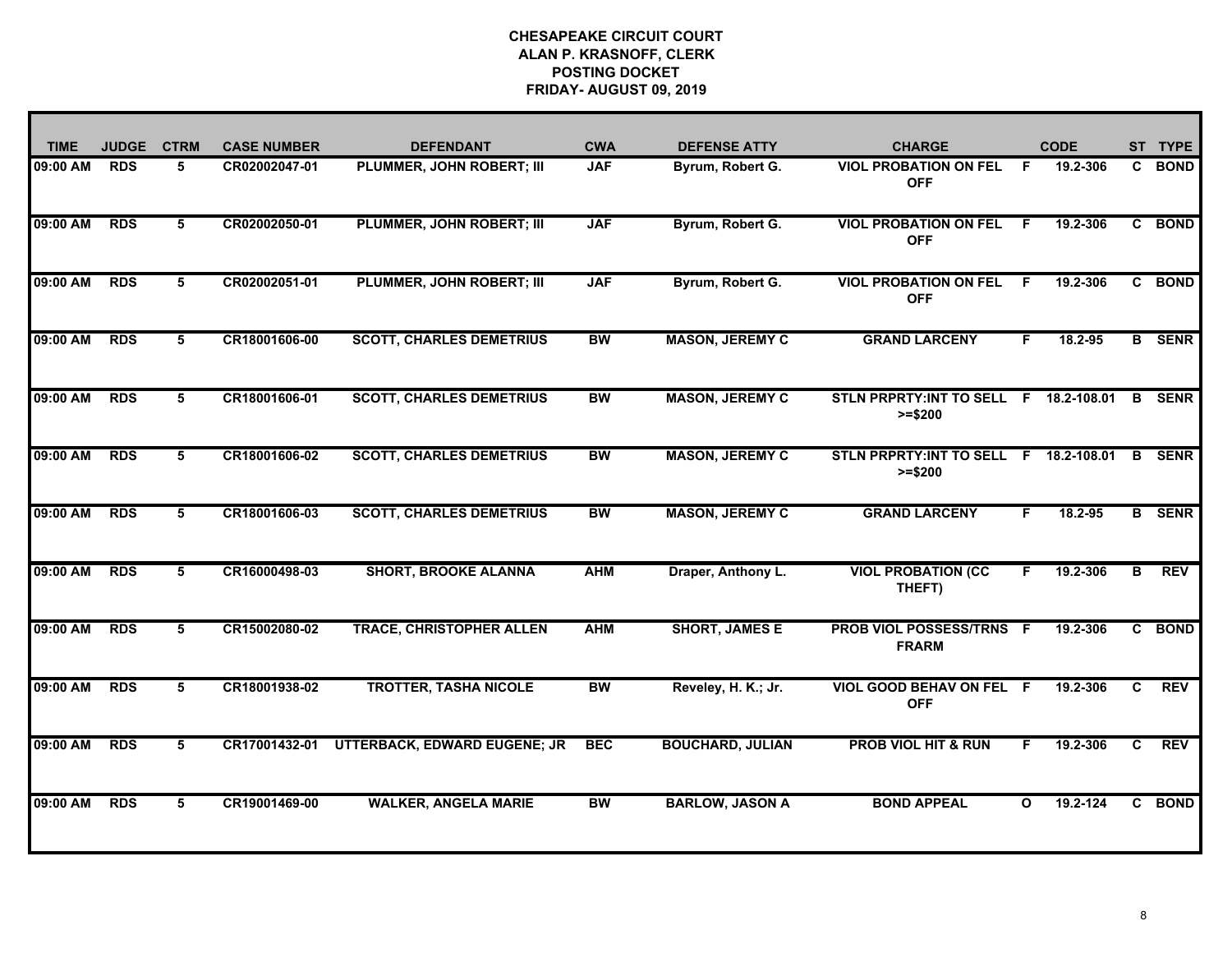# CHESAPEAKE CIRCUIT COURT
## ALAN P. KRASNOFF, CLERK
## POSTING DOCKET
## FRIDAY- AUGUST 09, 2019

| TIME | JUDGE | CTRM | CASE NUMBER | DEFENDANT | CWA | DEFENSE ATTY | CHARGE | | CODE | ST | TYPE |
|---|---|---|---|---|---|---|---|---|---|---|---|
| 09:00 AM | RDS | 5 | CR02002047-01 | PLUMMER, JOHN ROBERT; III | JAF | Byrum, Robert G. | VIOL PROBATION ON FEL OFF | F | 19.2-306 | C | BOND |
| 09:00 AM | RDS | 5 | CR02002050-01 | PLUMMER, JOHN ROBERT; III | JAF | Byrum, Robert G. | VIOL PROBATION ON FEL OFF | F | 19.2-306 | C | BOND |
| 09:00 AM | RDS | 5 | CR02002051-01 | PLUMMER, JOHN ROBERT; III | JAF | Byrum, Robert G. | VIOL PROBATION ON FEL OFF | F | 19.2-306 | C | BOND |
| 09:00 AM | RDS | 5 | CR18001606-00 | SCOTT, CHARLES DEMETRIUS | BW | MASON, JEREMY C | GRAND LARCENY | F | 18.2-95 | B | SENR |
| 09:00 AM | RDS | 5 | CR18001606-01 | SCOTT, CHARLES DEMETRIUS | BW | MASON, JEREMY C | STLN PRPRTY:INT TO SELL >=$200 | F | 18.2-108.01 | B | SENR |
| 09:00 AM | RDS | 5 | CR18001606-02 | SCOTT, CHARLES DEMETRIUS | BW | MASON, JEREMY C | STLN PRPRTY:INT TO SELL >=$200 | F | 18.2-108.01 | B | SENR |
| 09:00 AM | RDS | 5 | CR18001606-03 | SCOTT, CHARLES DEMETRIUS | BW | MASON, JEREMY C | GRAND LARCENY | F | 18.2-95 | B | SENR |
| 09:00 AM | RDS | 5 | CR16000498-03 | SHORT, BROOKE ALANNA | AHM | Draper, Anthony L. | VIOL PROBATION (CC THEFT) | F | 19.2-306 | B | REV |
| 09:00 AM | RDS | 5 | CR15002080-02 | TRACE, CHRISTOPHER ALLEN | AHM | SHORT, JAMES E | PROB VIOL POSSESS/TRNS FRARM | F | 19.2-306 | C | BOND |
| 09:00 AM | RDS | 5 | CR18001938-02 | TROTTER, TASHA NICOLE | BW | Reveley, H. K.; Jr. | VIOL GOOD BEHAV ON FEL OFF | F | 19.2-306 | C | REV |
| 09:00 AM | RDS | 5 | CR17001432-01 | UTTERBACK, EDWARD EUGENE; JR | BEC | BOUCHARD, JULIAN | PROB VIOL HIT & RUN | F | 19.2-306 | C | REV |
| 09:00 AM | RDS | 5 | CR19001469-00 | WALKER, ANGELA MARIE | BW | BARLOW, JASON A | BOND APPEAL | O | 19.2-124 | C | BOND |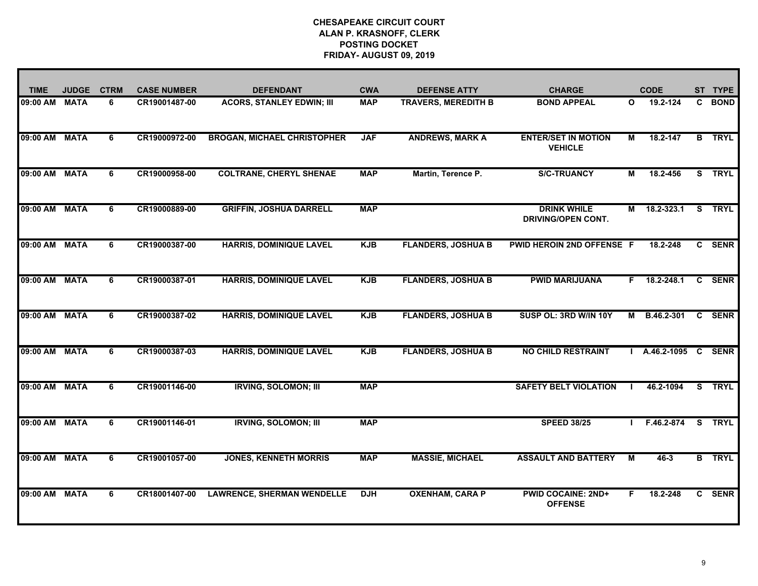# CHESAPEAKE CIRCUIT COURT
## ALAN P. KRASNOFF, CLERK
## POSTING DOCKET
## FRIDAY- AUGUST 09, 2019

| TIME | JUDGE | CTRM | CASE NUMBER | DEFENDANT | CWA | DEFENSE ATTY | CHARGE | | CODE | ST | TYPE |
|---|---|---|---|---|---|---|---|---|---|---|---|
| 09:00 AM | MATA | 6 | CR19001487-00 | ACORS, STANLEY EDWIN; III | MAP | TRAVERS, MEREDITH B | BOND APPEAL | O | 19.2-124 | C | BOND |
| 09:00 AM | MATA | 6 | CR19000972-00 | BROGAN, MICHAEL CHRISTOPHER | JAF | ANDREWS, MARK A | ENTER/SET IN MOTION VEHICLE | M | 18.2-147 | B | TRYL |
| 09:00 AM | MATA | 6 | CR19000958-00 | COLTRANE, CHERYL SHENAE | MAP | Martin, Terence P. | S/C-TRUANCY | M | 18.2-456 | S | TRYL |
| 09:00 AM | MATA | 6 | CR19000889-00 | GRIFFIN, JOSHUA DARRELL | MAP | | DRINK WHILE DRIVING/OPEN CONT. | M | 18.2-323.1 | S | TRYL |
| 09:00 AM | MATA | 6 | CR19000387-00 | HARRIS, DOMINIQUE LAVEL | KJB | FLANDERS, JOSHUA B | PWID HEROIN 2ND OFFENSE | F | 18.2-248 | C | SENR |
| 09:00 AM | MATA | 6 | CR19000387-01 | HARRIS, DOMINIQUE LAVEL | KJB | FLANDERS, JOSHUA B | PWID MARIJUANA | F | 18.2-248.1 | C | SENR |
| 09:00 AM | MATA | 6 | CR19000387-02 | HARRIS, DOMINIQUE LAVEL | KJB | FLANDERS, JOSHUA B | SUSP OL: 3RD W/IN 10Y | M | B.46.2-301 | C | SENR |
| 09:00 AM | MATA | 6 | CR19000387-03 | HARRIS, DOMINIQUE LAVEL | KJB | FLANDERS, JOSHUA B | NO CHILD RESTRAINT | I | A.46.2-1095 | C | SENR |
| 09:00 AM | MATA | 6 | CR19001146-00 | IRVING, SOLOMON; III | MAP | | SAFETY BELT VIOLATION | I | 46.2-1094 | S | TRYL |
| 09:00 AM | MATA | 6 | CR19001146-01 | IRVING, SOLOMON; III | MAP | | SPEED 38/25 | I | F.46.2-874 | S | TRYL |
| 09:00 AM | MATA | 6 | CR19001057-00 | JONES, KENNETH MORRIS | MAP | MASSIE, MICHAEL | ASSAULT AND BATTERY | M | 46-3 | B | TRYL |
| 09:00 AM | MATA | 6 | CR18001407-00 | LAWRENCE, SHERMAN WENDELLE | DJH | OXENHAM, CARA P | PWID COCAINE: 2ND+ OFFENSE | F | 18.2-248 | C | SENR |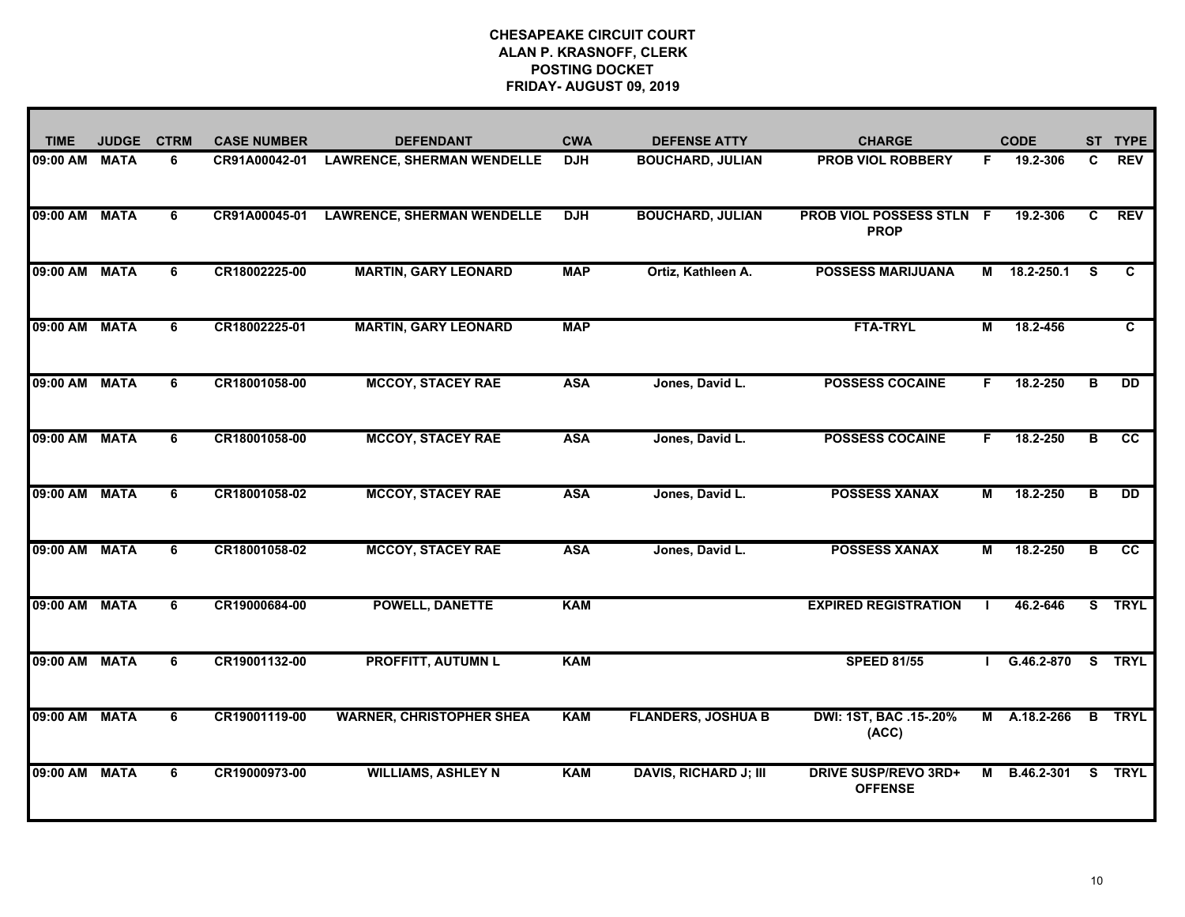# CHESAPEAKE CIRCUIT COURT
## ALAN P. KRASNOFF, CLERK
## POSTING DOCKET
## FRIDAY- AUGUST 09, 2019

| TIME | JUDGE | CTRM | CASE NUMBER | DEFENDANT | CWA | DEFENSE ATTY | CHARGE | | CODE | ST | TYPE |
|---|---|---|---|---|---|---|---|---|---|---|---|
| 09:00 AM | MATA | 6 | CR91A00042-01 | LAWRENCE, SHERMAN WENDELLE | DJH | BOUCHARD, JULIAN | PROB VIOL ROBBERY | F | 19.2-306 | C | REV |
| 09:00 AM | MATA | 6 | CR91A00045-01 | LAWRENCE, SHERMAN WENDELLE | DJH | BOUCHARD, JULIAN | PROB VIOL POSSESS STLN PROP | F | 19.2-306 | C | REV |
| 09:00 AM | MATA | 6 | CR18002225-00 | MARTIN, GARY LEONARD | MAP | Ortiz, Kathleen A. | POSSESS MARIJUANA | M | 18.2-250.1 | S | C |
| 09:00 AM | MATA | 6 | CR18002225-01 | MARTIN, GARY LEONARD | MAP | | FTA-TRYL | M | 18.2-456 | | C |
| 09:00 AM | MATA | 6 | CR18001058-00 | MCCOY, STACEY RAE | ASA | Jones, David L. | POSSESS COCAINE | F | 18.2-250 | B | DD |
| 09:00 AM | MATA | 6 | CR18001058-00 | MCCOY, STACEY RAE | ASA | Jones, David L. | POSSESS COCAINE | F | 18.2-250 | B | CC |
| 09:00 AM | MATA | 6 | CR18001058-02 | MCCOY, STACEY RAE | ASA | Jones, David L. | POSSESS XANAX | M | 18.2-250 | B | DD |
| 09:00 AM | MATA | 6 | CR18001058-02 | MCCOY, STACEY RAE | ASA | Jones, David L. | POSSESS XANAX | M | 18.2-250 | B | CC |
| 09:00 AM | MATA | 6 | CR19000684-00 | POWELL, DANETTE | KAM | | EXPIRED REGISTRATION | I | 46.2-646 | S | TRYL |
| 09:00 AM | MATA | 6 | CR19001132-00 | PROFFITT, AUTUMN L | KAM | | SPEED 81/55 | I | G.46.2-870 | S | TRYL |
| 09:00 AM | MATA | 6 | CR19001119-00 | WARNER, CHRISTOPHER SHEA | KAM | FLANDERS, JOSHUA B | DWI: 1ST, BAC .15-.20% (ACC) | M | A.18.2-266 | B | TRYL |
| 09:00 AM | MATA | 6 | CR19000973-00 | WILLIAMS, ASHLEY N | KAM | DAVIS, RICHARD J; III | DRIVE SUSP/REVO 3RD+ OFFENSE | M | B.46.2-301 | S | TRYL |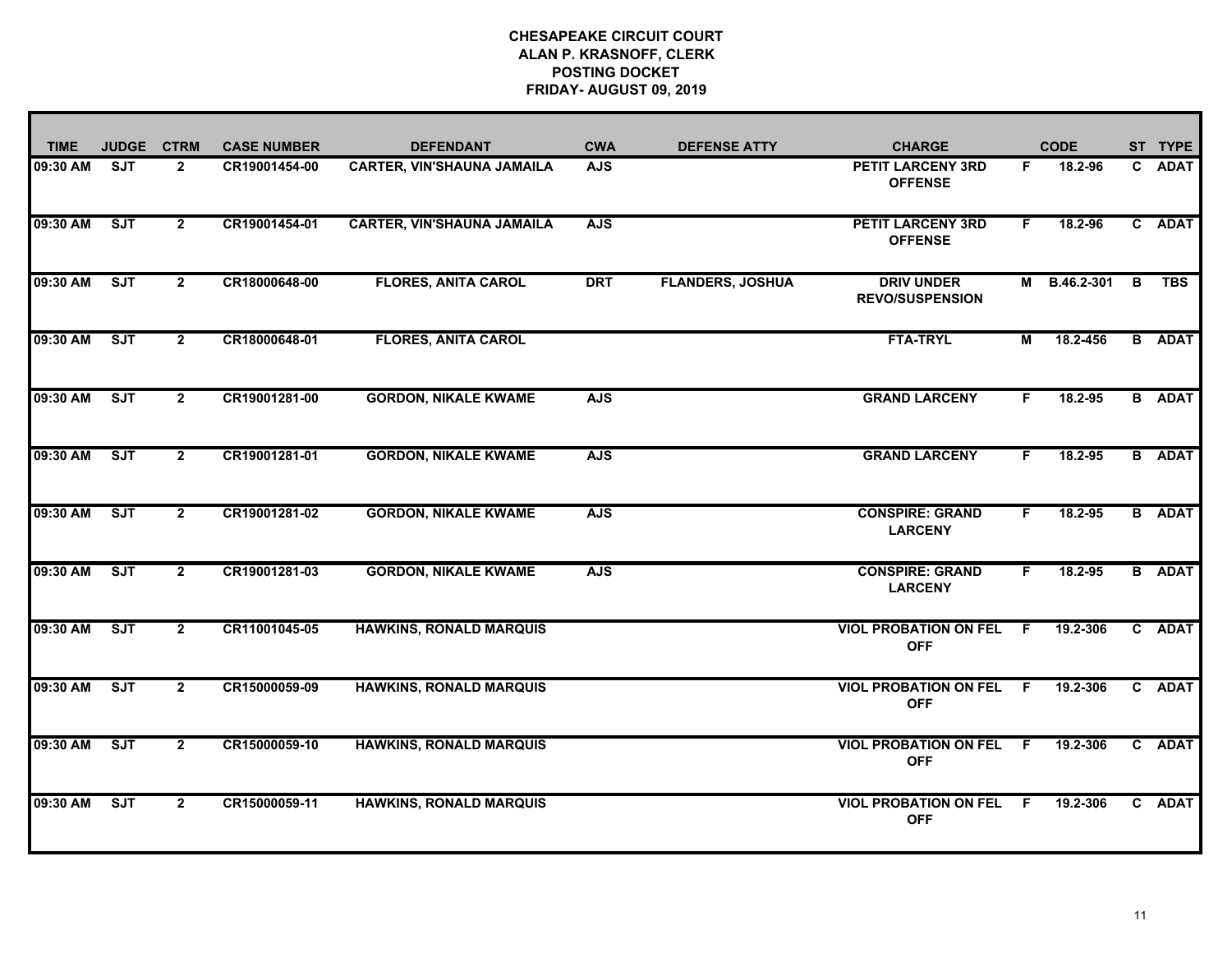# CHESAPEAKE CIRCUIT COURT
## ALAN P. KRASNOFF, CLERK
## POSTING DOCKET
## FRIDAY- AUGUST 09, 2019

| TIME | JUDGE | CTRM | CASE NUMBER | DEFENDANT | CWA | DEFENSE ATTY | CHARGE | | CODE | ST | TYPE |
|---|---|---|---|---|---|---|---|---|---|---|---|
| 09:30 AM | SJT | 2 | CR19001454-00 | CARTER, VIN'SHAUNA JAMAILA | AJS | | PETIT LARCENY 3RD OFFENSE | F | 18.2-96 | C | ADAT |
| 09:30 AM | SJT | 2 | CR19001454-01 | CARTER, VIN'SHAUNA JAMAILA | AJS | | PETIT LARCENY 3RD OFFENSE | F | 18.2-96 | C | ADAT |
| 09:30 AM | SJT | 2 | CR18000648-00 | FLORES, ANITA CAROL | DRT | FLANDERS, JOSHUA | DRIV UNDER REVO/SUSPENSION | M | B.46.2-301 | B | TBS |
| 09:30 AM | SJT | 2 | CR18000648-01 | FLORES, ANITA CAROL | | | FTA-TRYL | M | 18.2-456 | B | ADAT |
| 09:30 AM | SJT | 2 | CR19001281-00 | GORDON, NIKALE KWAME | AJS | | GRAND LARCENY | F | 18.2-95 | B | ADAT |
| 09:30 AM | SJT | 2 | CR19001281-01 | GORDON, NIKALE KWAME | AJS | | GRAND LARCENY | F | 18.2-95 | B | ADAT |
| 09:30 AM | SJT | 2 | CR19001281-02 | GORDON, NIKALE KWAME | AJS | | CONSPIRE: GRAND LARCENY | F | 18.2-95 | B | ADAT |
| 09:30 AM | SJT | 2 | CR19001281-03 | GORDON, NIKALE KWAME | AJS | | CONSPIRE: GRAND LARCENY | F | 18.2-95 | B | ADAT |
| 09:30 AM | SJT | 2 | CR11001045-05 | HAWKINS, RONALD MARQUIS | | | VIOL PROBATION ON FEL OFF | F | 19.2-306 | C | ADAT |
| 09:30 AM | SJT | 2 | CR15000059-09 | HAWKINS, RONALD MARQUIS | | | VIOL PROBATION ON FEL OFF | F | 19.2-306 | C | ADAT |
| 09:30 AM | SJT | 2 | CR15000059-10 | HAWKINS, RONALD MARQUIS | | | VIOL PROBATION ON FEL OFF | F | 19.2-306 | C | ADAT |
| 09:30 AM | SJT | 2 | CR15000059-11 | HAWKINS, RONALD MARQUIS | | | VIOL PROBATION ON FEL OFF | F | 19.2-306 | C | ADAT |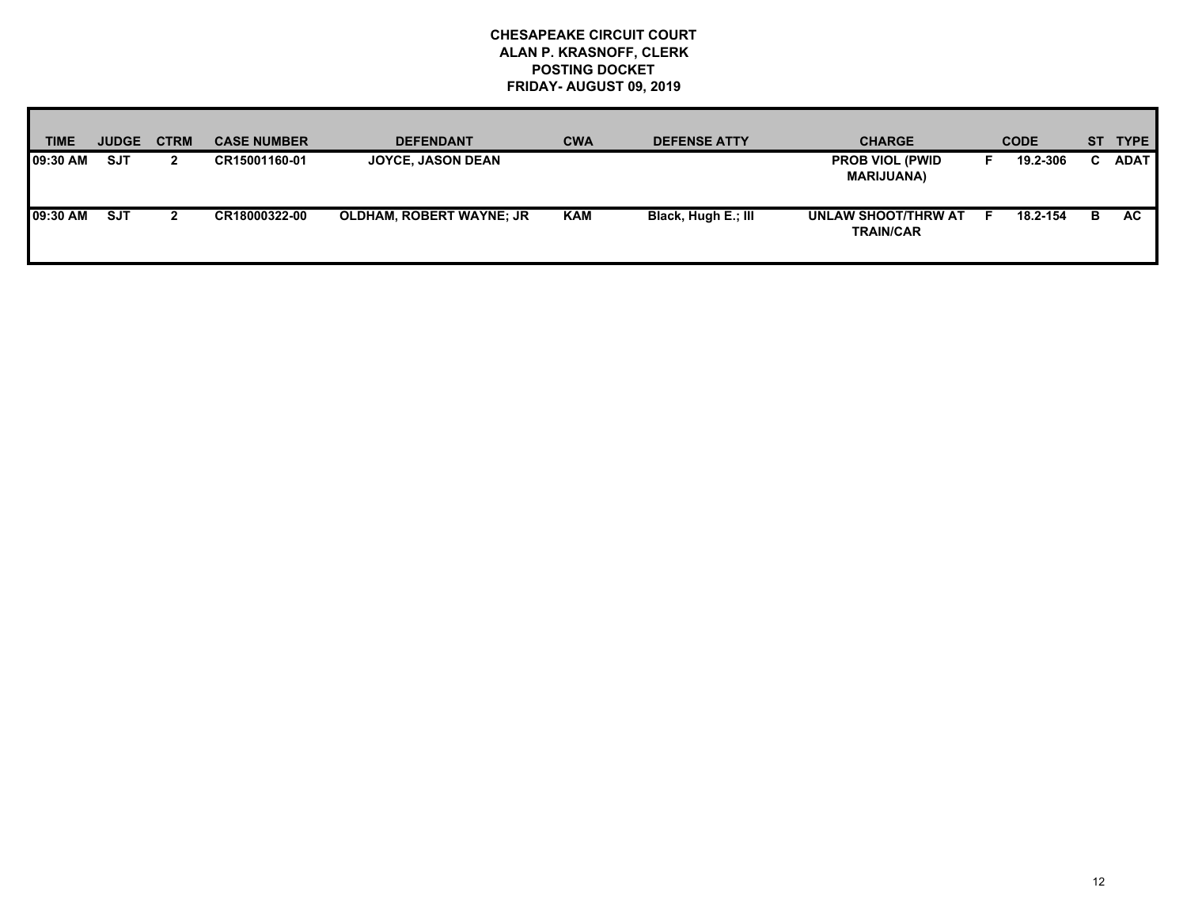# CHESAPEAKE CIRCUIT COURT
## ALAN P. KRASNOFF, CLERK
## POSTING DOCKET
## FRIDAY- AUGUST 09, 2019

| TIME | JUDGE | CTRM | CASE NUMBER | DEFENDANT | CWA | DEFENSE ATTY | CHARGE | | CODE | ST | TYPE |
|---|---|---|---|---|---|---|---|---|---|---|---|
| 09:30 AM | SJT | 2 | CR15001160-01 | JOYCE, JASON DEAN | | | PROB VIOL (PWID MARIJUANA) | F | 19.2-306 | C | ADAT |
| 09:30 AM | SJT | 2 | CR18000322-00 | OLDHAM, ROBERT WAYNE; JR | KAM | Black, Hugh E.; III | UNLAW SHOOT/THRW AT TRAIN/CAR | F | 18.2-154 | B | AC |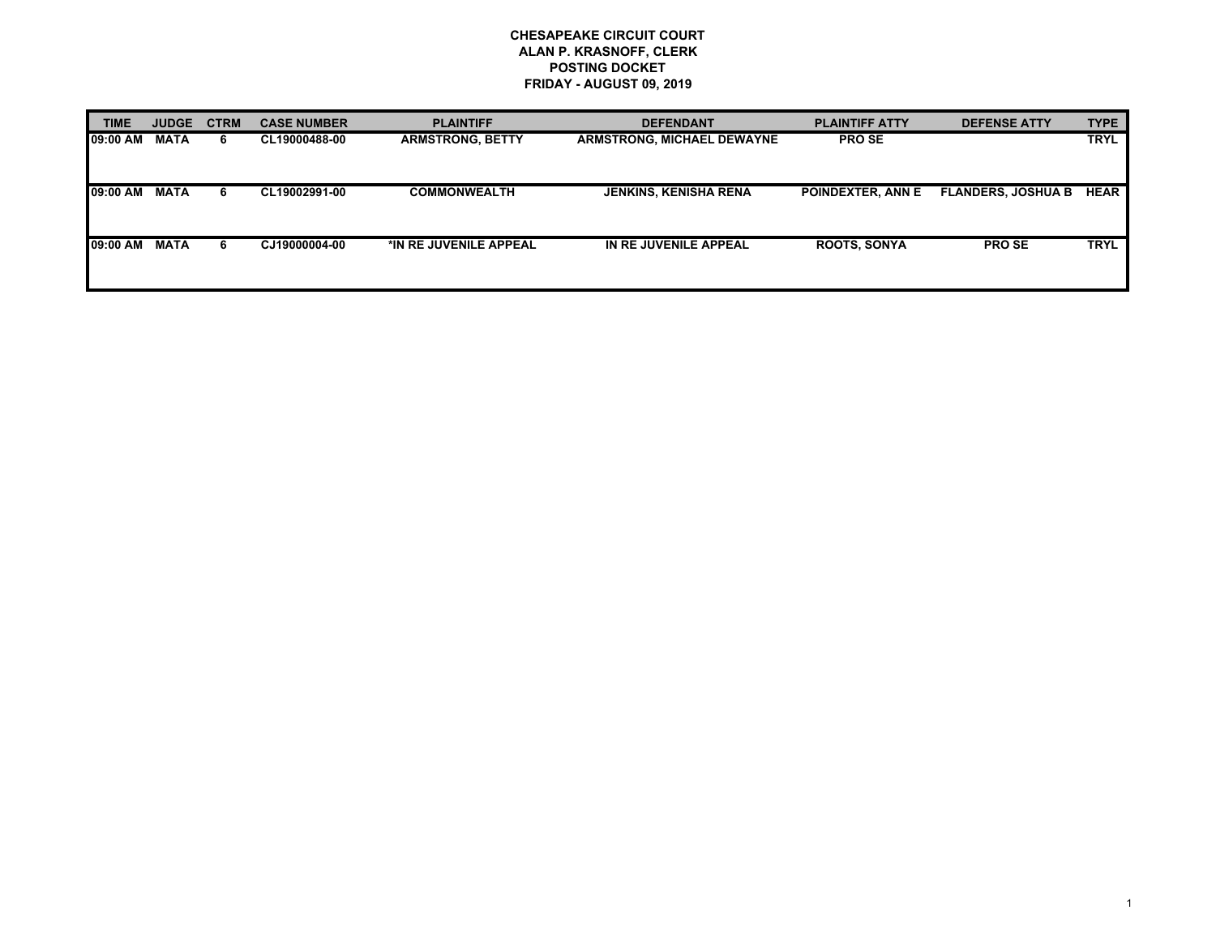**CHESAPEAKE CIRCUIT COURT**
**ALAN P. KRASNOFF, CLERK**
**POSTING DOCKET**
**FRIDAY - AUGUST 09, 2019**

| TIME | JUDGE | CTRM | CASE NUMBER | PLAINTIFF | DEFENDANT | PLAINTIFF ATTY | DEFENSE ATTY | TYPE |
|---|---|---|---|---|---|---|---|---|
| 09:00 AM | MATA | 6 | CL19000488-00 | ARMSTRONG, BETTY | ARMSTRONG, MICHAEL DEWAYNE | PRO SE | | TRYL |
| 09:00 AM | MATA | 6 | CL19002991-00 | COMMONWEALTH | JENKINS, KENISHA RENA | POINDEXTER, ANN E | FLANDERS, JOSHUA B | HEAR |
| 09:00 AM | MATA | 6 | CJ19000004-00 | *IN RE JUVENILE APPEAL | IN RE JUVENILE APPEAL | ROOTS, SONYA | PRO SE | TRYL |